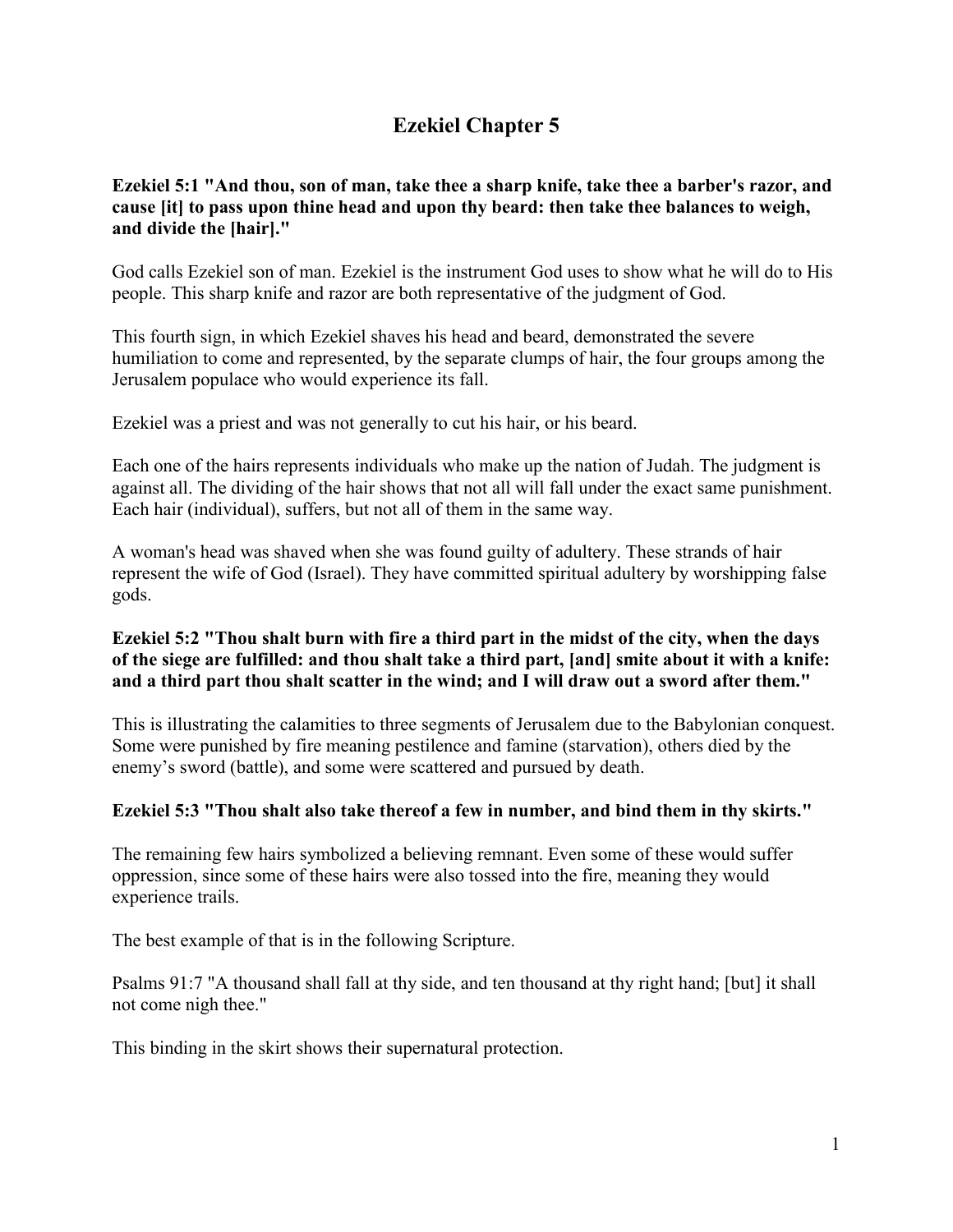# Ezekiel Chapter 5

**Ezekiel 5:1 "And thou, son of man, take thee a sharp knife, take thee a barber's razor, and cause [it] to pass upon thine head and upon thy beard: then take thee balances to weigh, and divide the [hair]."**

God calls Ezekiel son of man. Ezekiel is the instrument God uses to show what he will do to His people. This sharp knife and razor are both representative of the judgment of God.

This fourth sign, in which Ezekiel shaves his head and beard, demonstrated the severe humiliation to come and represented, by the separate clumps of hair, the four groups among the Jerusalem populace who would experience its fall.

Ezekiel was a priest and was not generally to cut his hair, or his beard.

Each one of the hairs represents individuals who make up the nation of Judah. The judgment is against all. The dividing of the hair shows that not all will fall under the exact same punishment. Each hair (individual), suffers, but not all of them in the same way.

A woman's head was shaved when she was found guilty of adultery. These strands of hair represent the wife of God (Israel). They have committed spiritual adultery by worshipping false gods.

**Ezekiel 5:2 "Thou shalt burn with fire a third part in the midst of the city, when the days of the siege are fulfilled: and thou shalt take a third part, [and] smite about it with a knife: and a third part thou shalt scatter in the wind; and I will draw out a sword after them."**

This is illustrating the calamities to three segments of Jerusalem due to the Babylonian conquest. Some were punished by fire meaning pestilence and famine (starvation), others died by the enemy's sword (battle), and some were scattered and pursued by death.

**Ezekiel 5:3 "Thou shalt also take thereof a few in number, and bind them in thy skirts."**

The remaining few hairs symbolized a believing remnant. Even some of these would suffer oppression, since some of these hairs were also tossed into the fire, meaning they would experience trails.

The best example of that is in the following Scripture.

Psalms 91:7 "A thousand shall fall at thy side, and ten thousand at thy right hand; [but] it shall not come nigh thee."

This binding in the skirt shows their supernatural protection.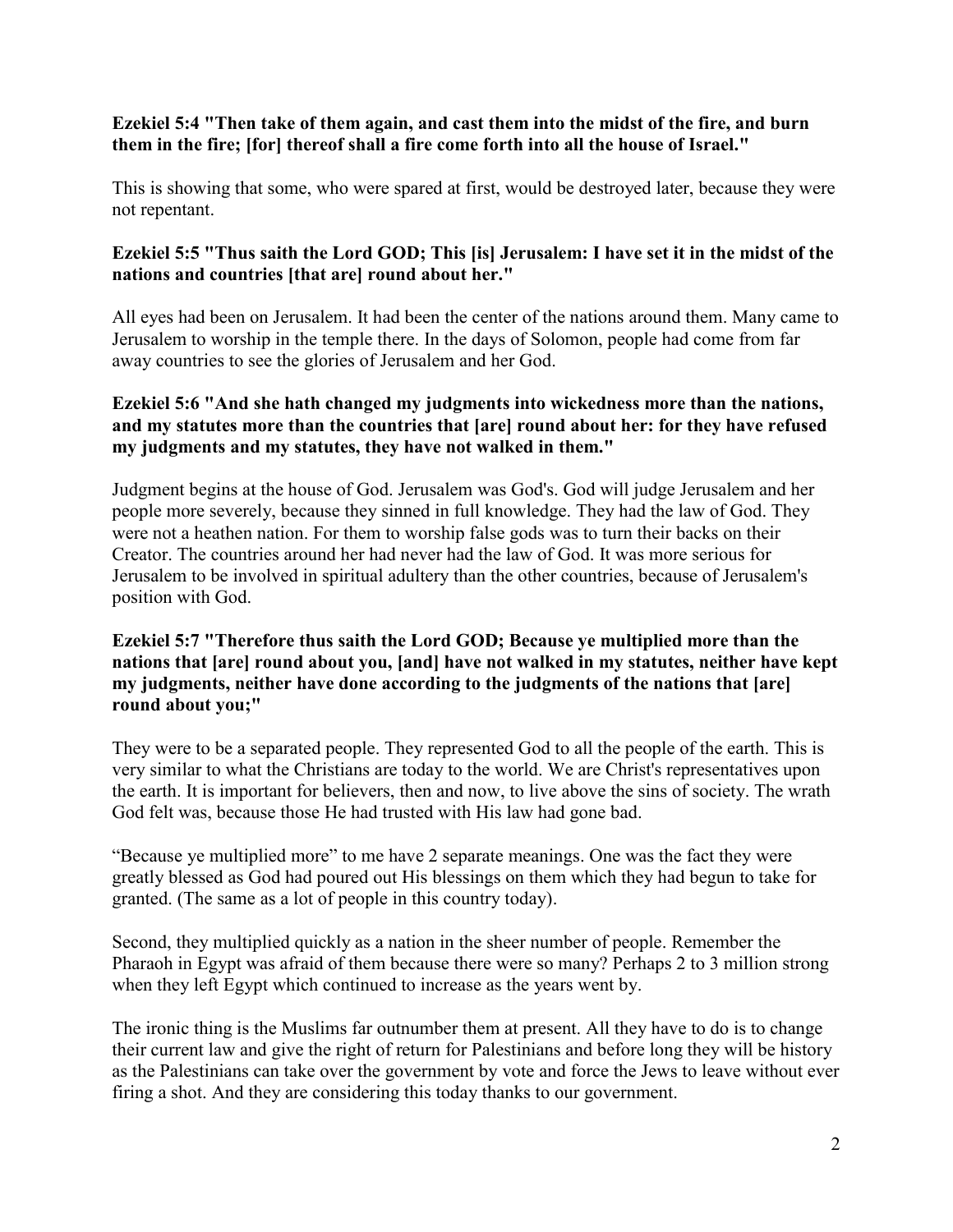**Ezekiel 5:4 "Then take of them again, and cast them into the midst of the fire, and burn them in the fire; [for] thereof shall a fire come forth into all the house of Israel."**

This is showing that some, who were spared at first, would be destroyed later, because they were not repentant.

**Ezekiel 5:5 "Thus saith the Lord GOD; This [is] Jerusalem: I have set it in the midst of the nations and countries [that are] round about her."**

All eyes had been on Jerusalem. It had been the center of the nations around them. Many came to Jerusalem to worship in the temple there. In the days of Solomon, people had come from far away countries to see the glories of Jerusalem and her God.

**Ezekiel 5:6 "And she hath changed my judgments into wickedness more than the nations, and my statutes more than the countries that [are] round about her: for they have refused my judgments and my statutes, they have not walked in them."**

Judgment begins at the house of God. Jerusalem was God's. God will judge Jerusalem and her people more severely, because they sinned in full knowledge. They had the law of God. They were not a heathen nation. For them to worship false gods was to turn their backs on their Creator. The countries around her had never had the law of God. It was more serious for Jerusalem to be involved in spiritual adultery than the other countries, because of Jerusalem's position with God.

**Ezekiel 5:7 "Therefore thus saith the Lord GOD; Because ye multiplied more than the nations that [are] round about you, [and] have not walked in my statutes, neither have kept my judgments, neither have done according to the judgments of the nations that [are] round about you;"**

They were to be a separated people. They represented God to all the people of the earth. This is very similar to what the Christians are today to the world. We are Christ's representatives upon the earth. It is important for believers, then and now, to live above the sins of society. The wrath God felt was, because those He had trusted with His law had gone bad.

"Because ye multiplied more" to me have 2 separate meanings. One was the fact they were greatly blessed as God had poured out His blessings on them which they had begun to take for granted. (The same as a lot of people in this country today).

Second, they multiplied quickly as a nation in the sheer number of people. Remember the Pharaoh in Egypt was afraid of them because there were so many? Perhaps 2 to 3 million strong when they left Egypt which continued to increase as the years went by.

The ironic thing is the Muslims far outnumber them at present. All they have to do is to change their current law and give the right of return for Palestinians and before long they will be history as the Palestinians can take over the government by vote and force the Jews to leave without ever firing a shot. And they are considering this today thanks to our government.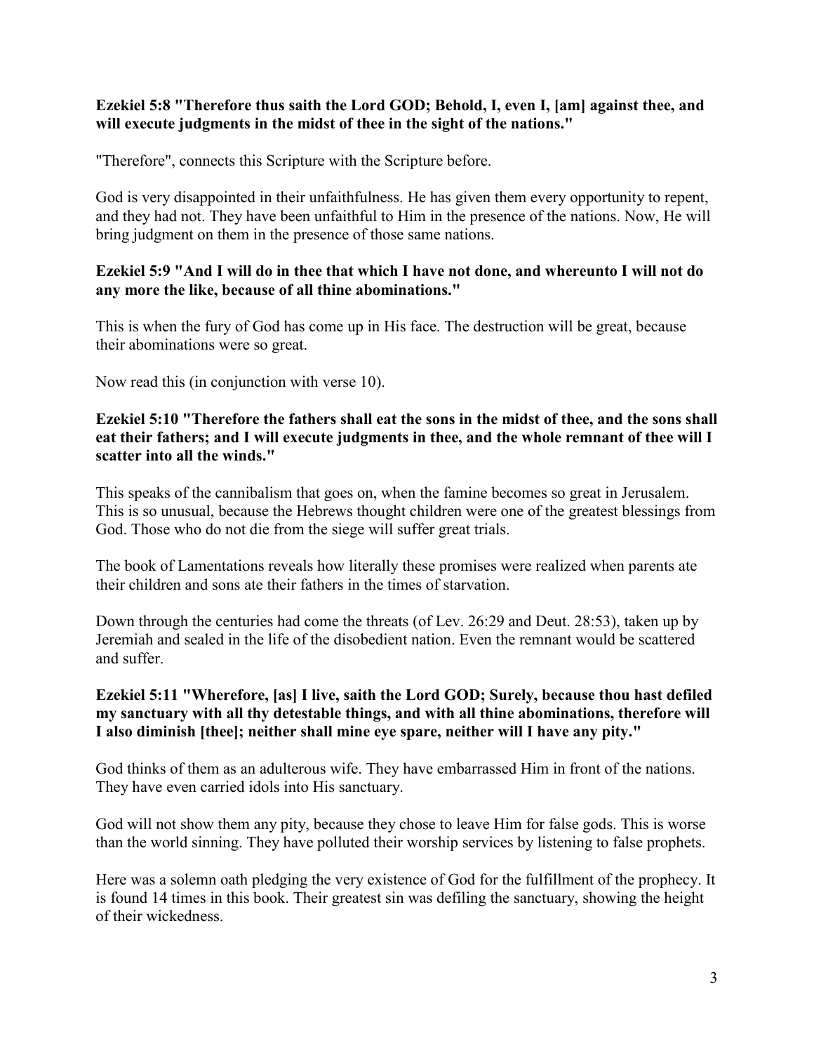**Ezekiel 5:8 "Therefore thus saith the Lord GOD; Behold, I, even I, [am] against thee, and will execute judgments in the midst of thee in the sight of the nations."**

"Therefore", connects this Scripture with the Scripture before.

God is very disappointed in their unfaithfulness. He has given them every opportunity to repent, and they had not. They have been unfaithful to Him in the presence of the nations. Now, He will bring judgment on them in the presence of those same nations.

**Ezekiel 5:9 "And I will do in thee that which I have not done, and whereunto I will not do any more the like, because of all thine abominations."**

This is when the fury of God has come up in His face. The destruction will be great, because their abominations were so great.

Now read this (in conjunction with verse 10).

**Ezekiel 5:10 "Therefore the fathers shall eat the sons in the midst of thee, and the sons shall eat their fathers; and I will execute judgments in thee, and the whole remnant of thee will I scatter into all the winds."**

This speaks of the cannibalism that goes on, when the famine becomes so great in Jerusalem. This is so unusual, because the Hebrews thought children were one of the greatest blessings from God. Those who do not die from the siege will suffer great trials.

The book of Lamentations reveals how literally these promises were realized when parents ate their children and sons ate their fathers in the times of starvation.

Down through the centuries had come the threats (of Lev. 26:29 and Deut. 28:53), taken up by Jeremiah and sealed in the life of the disobedient nation. Even the remnant would be scattered and suffer.

**Ezekiel 5:11 "Wherefore, [as] I live, saith the Lord GOD; Surely, because thou hast defiled my sanctuary with all thy detestable things, and with all thine abominations, therefore will I also diminish [thee]; neither shall mine eye spare, neither will I have any pity."**

God thinks of them as an adulterous wife. They have embarrassed Him in front of the nations. They have even carried idols into His sanctuary.

God will not show them any pity, because they chose to leave Him for false gods. This is worse than the world sinning. They have polluted their worship services by listening to false prophets.

Here was a solemn oath pledging the very existence of God for the fulfillment of the prophecy. It is found 14 times in this book. Their greatest sin was defiling the sanctuary, showing the height of their wickedness.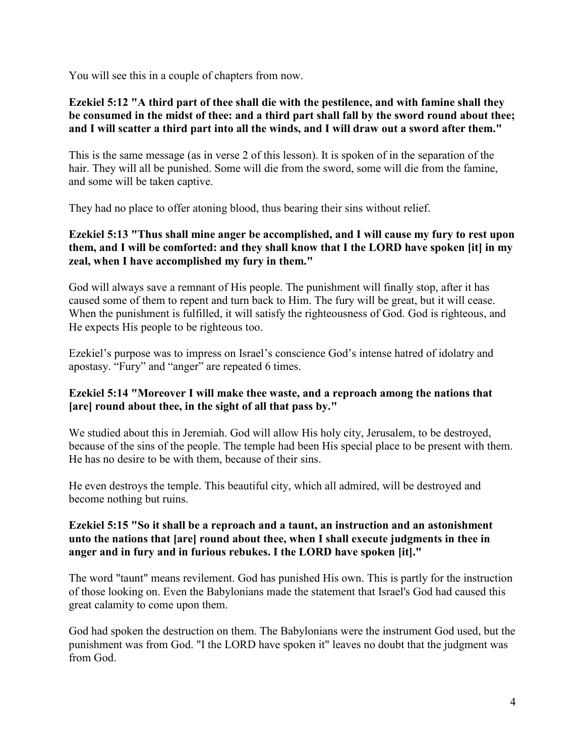You will see this in a couple of chapters from now.

**Ezekiel 5:12 "A third part of thee shall die with the pestilence, and with famine shall they be consumed in the midst of thee: and a third part shall fall by the sword round about thee; and I will scatter a third part into all the winds, and I will draw out a sword after them."**

This is the same message (as in verse 2 of this lesson). It is spoken of in the separation of the hair. They will all be punished. Some will die from the sword, some will die from the famine, and some will be taken captive.

They had no place to offer atoning blood, thus bearing their sins without relief.

**Ezekiel 5:13 "Thus shall mine anger be accomplished, and I will cause my fury to rest upon them, and I will be comforted: and they shall know that I the LORD have spoken [it] in my zeal, when I have accomplished my fury in them."**

God will always save a remnant of His people. The punishment will finally stop, after it has caused some of them to repent and turn back to Him. The fury will be great, but it will cease. When the punishment is fulfilled, it will satisfy the righteousness of God. God is righteous, and He expects His people to be righteous too.

Ezekiel's purpose was to impress on Israel's conscience God's intense hatred of idolatry and apostasy. "Fury" and "anger" are repeated 6 times.

**Ezekiel 5:14 "Moreover I will make thee waste, and a reproach among the nations that [are] round about thee, in the sight of all that pass by."**

We studied about this in Jeremiah. God will allow His holy city, Jerusalem, to be destroyed, because of the sins of the people. The temple had been His special place to be present with them. He has no desire to be with them, because of their sins.

He even destroys the temple. This beautiful city, which all admired, will be destroyed and become nothing but ruins.

**Ezekiel 5:15 "So it shall be a reproach and a taunt, an instruction and an astonishment unto the nations that [are] round about thee, when I shall execute judgments in thee in anger and in fury and in furious rebukes. I the LORD have spoken [it]."**

The word "taunt" means revilement. God has punished His own. This is partly for the instruction of those looking on. Even the Babylonians made the statement that Israel's God had caused this great calamity to come upon them.

God had spoken the destruction on them. The Babylonians were the instrument God used, but the punishment was from God. "I the LORD have spoken it" leaves no doubt that the judgment was from God.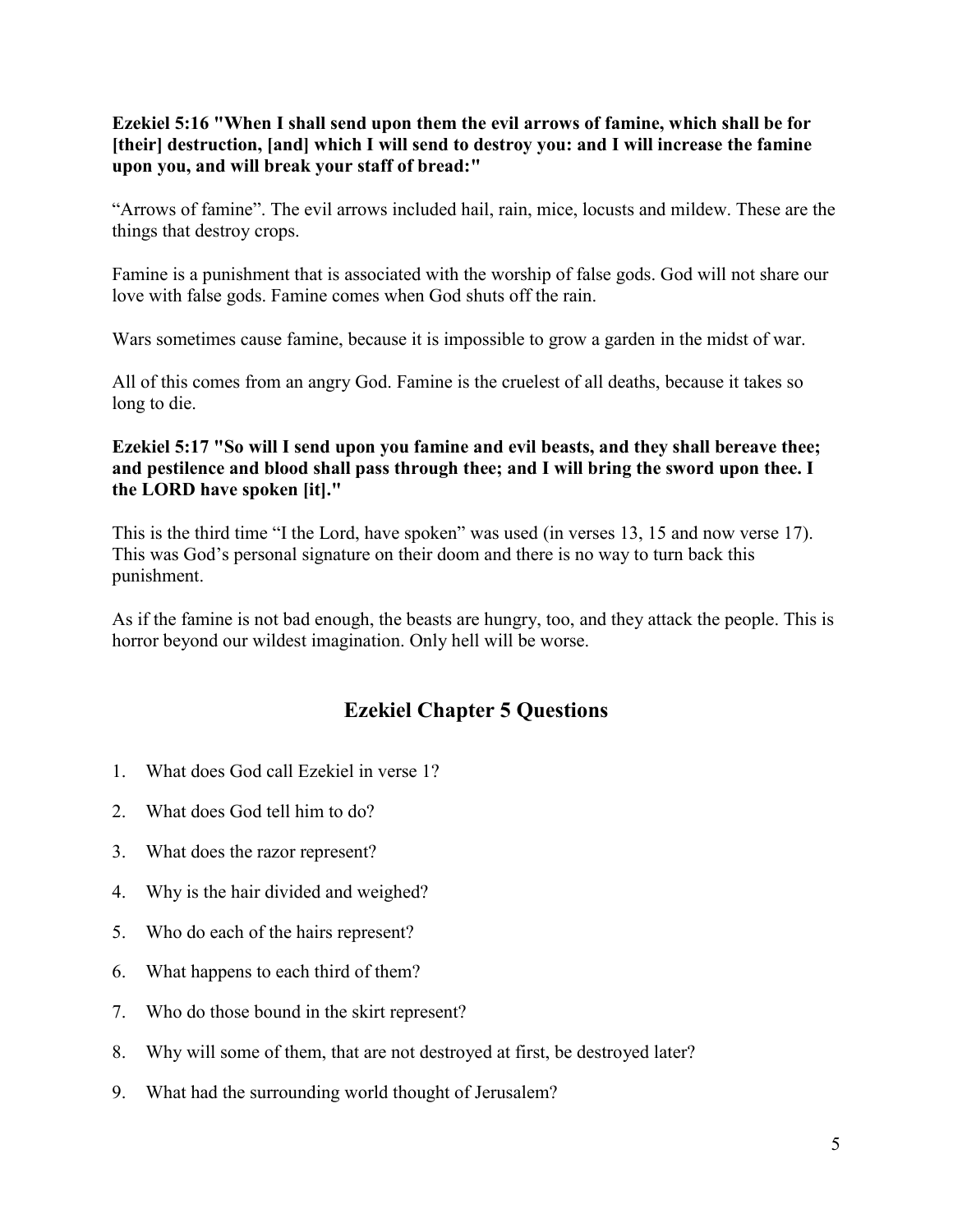**Ezekiel 5:16 "When I shall send upon them the evil arrows of famine, which shall be for [their] destruction, [and] which I will send to destroy you: and I will increase the famine upon you, and will break your staff of bread:"**

"Arrows of famine". The evil arrows included hail, rain, mice, locusts and mildew. These are the things that destroy crops.

Famine is a punishment that is associated with the worship of false gods. God will not share our love with false gods. Famine comes when God shuts off the rain.

Wars sometimes cause famine, because it is impossible to grow a garden in the midst of war.

All of this comes from an angry God. Famine is the cruelest of all deaths, because it takes so long to die.

**Ezekiel 5:17 "So will I send upon you famine and evil beasts, and they shall bereave thee; and pestilence and blood shall pass through thee; and I will bring the sword upon thee. I the LORD have spoken [it]."**

This is the third time "I the Lord, have spoken" was used (in verses 13, 15 and now verse 17). This was God's personal signature on their doom and there is no way to turn back this punishment.

As if the famine is not bad enough, the beasts are hungry, too, and they attack the people. This is horror beyond our wildest imagination. Only hell will be worse.

## Ezekiel Chapter 5 Questions

1. What does God call Ezekiel in verse 1?
2. What does God tell him to do?
3. What does the razor represent?
4. Why is the hair divided and weighed?
5. Who do each of the hairs represent?
6. What happens to each third of them?
7. Who do those bound in the skirt represent?
8. Why will some of them, that are not destroyed at first, be destroyed later?
9. What had the surrounding world thought of Jerusalem?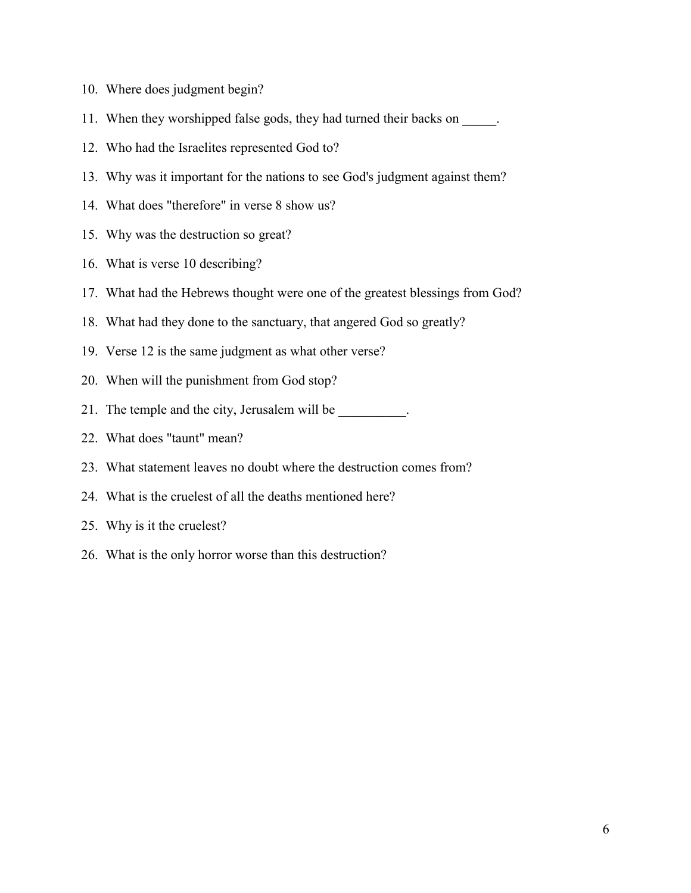10. Where does judgment begin?
11. When they worshipped false gods, they had turned their backs on _____.
12. Who had the Israelites represented God to?
13. Why was it important for the nations to see God's judgment against them?
14. What does "therefore" in verse 8 show us?
15. Why was the destruction so great?
16. What is verse 10 describing?
17. What had the Hebrews thought were one of the greatest blessings from God?
18. What had they done to the sanctuary, that angered God so greatly?
19. Verse 12 is the same judgment as what other verse?
20. When will the punishment from God stop?
21. The temple and the city, Jerusalem will be __________.
22. What does "taunt" mean?
23. What statement leaves no doubt where the destruction comes from?
24. What is the cruelest of all the deaths mentioned here?
25. Why is it the cruelest?
26. What is the only horror worse than this destruction?